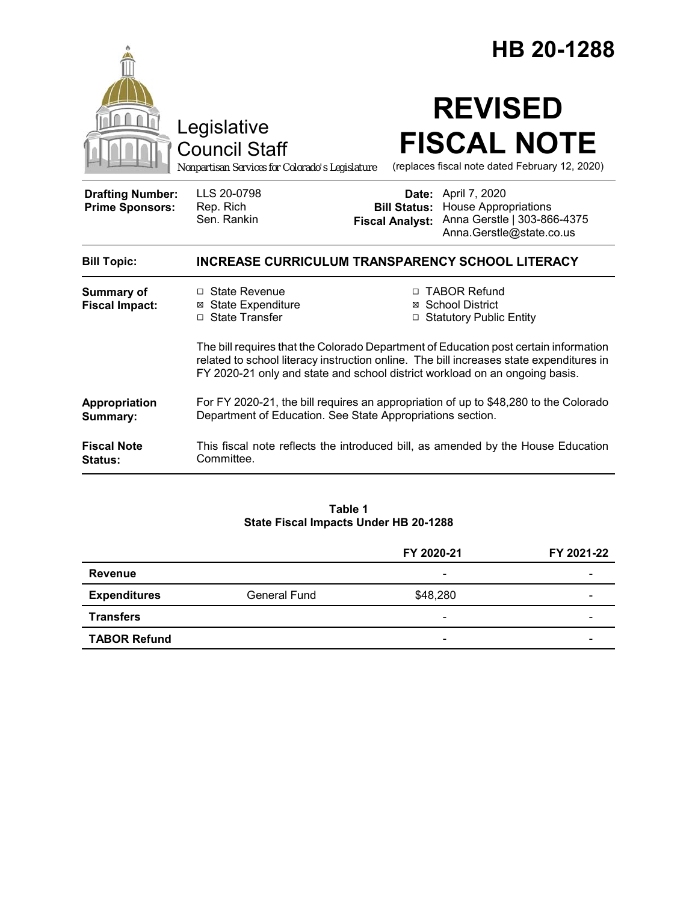# HB 20-1288

Legislative Council Staff

*Nonpartisan Services for Colorado's Legislature*

# REVISED FISCAL NOTE

(replaces fiscal note dated February 12, 2020)

| | | | |
|---|---|---|---|
| **Drafting Number:** | LLS 20-0798 | **Date:** | April 7, 2020 |
| **Prime Sponsors:** | Rep. Rich<br>Sen. Rankin | **Bill Status:** | House Appropriations |
| | | **Fiscal Analyst:** | Anna Gerstle \| 303-866-4375<br>Anna.Gerstle@state.co.us |

**Bill Topic:** **INCREASE CURRICULUM TRANSPARENCY SCHOOL LITERACY**

**Summary of Fiscal Impact:**

- ☐ State Revenue
- ☒ State Expenditure
- ☐ State Transfer
- ☐ TABOR Refund
- ☒ School District
- ☐ Statutory Public Entity

The bill requires that the Colorado Department of Education post certain information related to school literacy instruction online. The bill increases state expenditures in FY 2020-21 only and state and school district workload on an ongoing basis.

**Appropriation Summary:** For FY 2020-21, the bill requires an appropriation of up to $48,280 to the Colorado Department of Education. See State Appropriations section.

**Fiscal Note Status:** This fiscal note reflects the introduced bill, as amended by the House Education Committee.

**Table 1**
**State Fiscal Impacts Under HB 20-1288**

| | | FY 2020-21 | FY 2021-22 |
|---|---|---|---|
| **Revenue** | | - | - |
| **Expenditures** | General Fund | $48,280 | - |
| **Transfers** | | - | - |
| **TABOR Refund** | | - | - |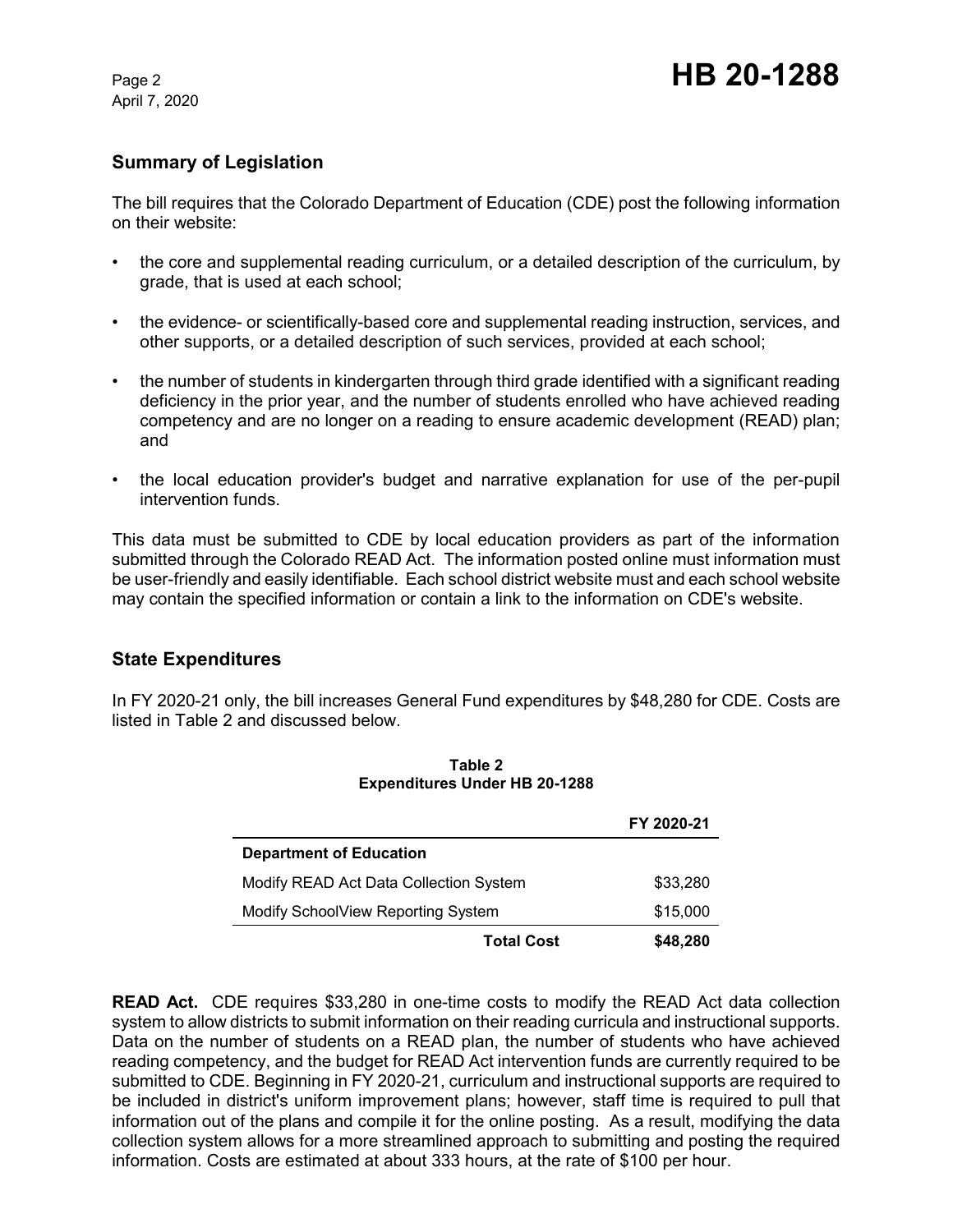## Summary of Legislation

The bill requires that the Colorado Department of Education (CDE) post the following information on their website:

- the core and supplemental reading curriculum, or a detailed description of the curriculum, by grade, that is used at each school;
- the evidence- or scientifically-based core and supplemental reading instruction, services, and other supports, or a detailed description of such services, provided at each school;
- the number of students in kindergarten through third grade identified with a significant reading deficiency in the prior year, and the number of students enrolled who have achieved reading competency and are no longer on a reading to ensure academic development (READ) plan; and
- the local education provider's budget and narrative explanation for use of the per-pupil intervention funds.

This data must be submitted to CDE by local education providers as part of the information submitted through the Colorado READ Act. The information posted online must information must be user-friendly and easily identifiable. Each school district website must and each school website may contain the specified information or contain a link to the information on CDE's website.

## State Expenditures

In FY 2020-21 only, the bill increases General Fund expenditures by $48,280 for CDE. Costs are listed in Table 2 and discussed below.

**Table 2**
**Expenditures Under HB 20-1288**

| | FY 2020-21 |
|---|---|
| **Department of Education** | |
| Modify READ Act Data Collection System | $33,280 |
| Modify SchoolView Reporting System | $15,000 |
| **Total Cost** | **$48,280** |

**READ Act.** CDE requires $33,280 in one-time costs to modify the READ Act data collection system to allow districts to submit information on their reading curricula and instructional supports. Data on the number of students on a READ plan, the number of students who have achieved reading competency, and the budget for READ Act intervention funds are currently required to be submitted to CDE. Beginning in FY 2020-21, curriculum and instructional supports are required to be included in district's uniform improvement plans; however, staff time is required to pull that information out of the plans and compile it for the online posting. As a result, modifying the data collection system allows for a more streamlined approach to submitting and posting the required information. Costs are estimated at about 333 hours, at the rate of $100 per hour.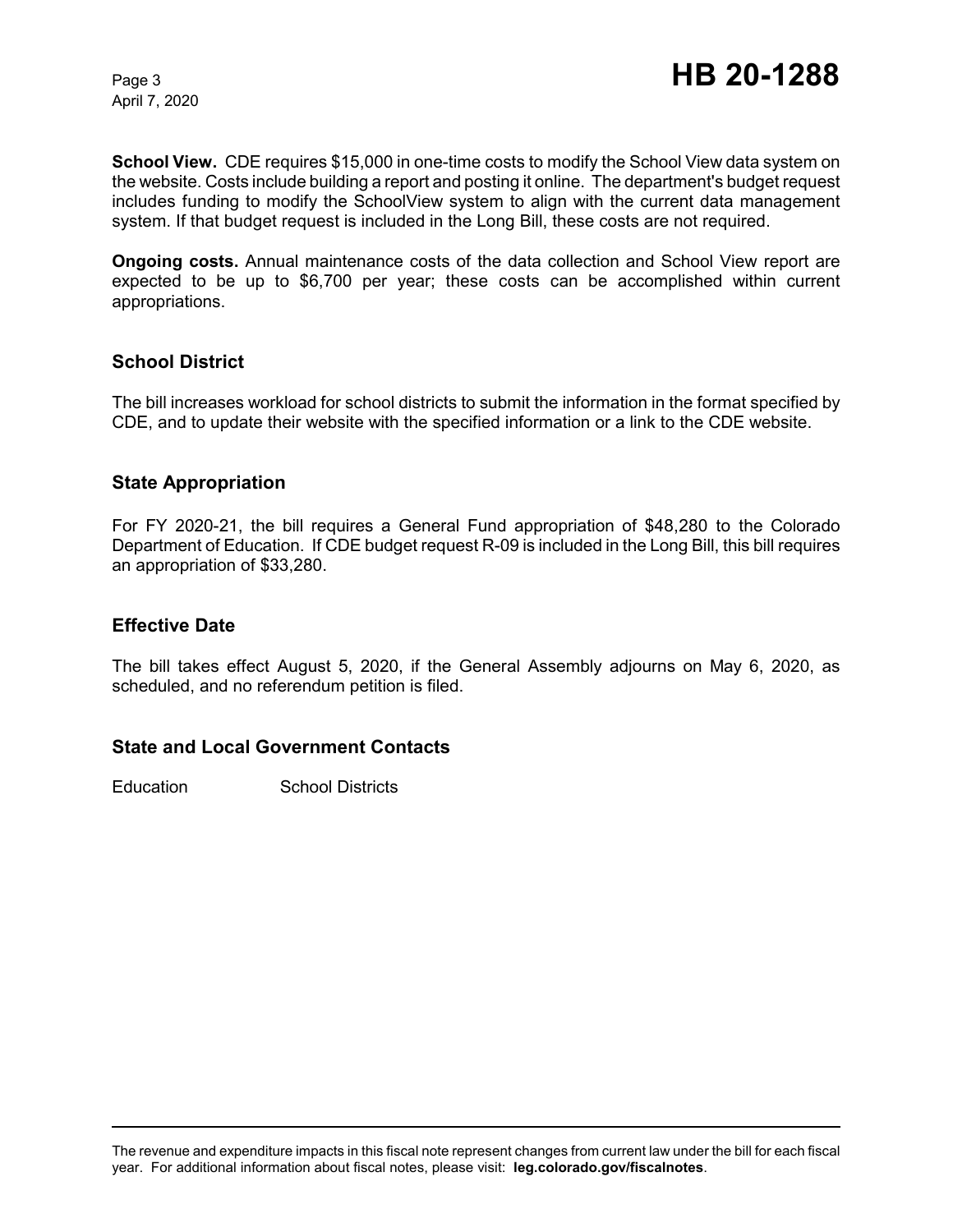**School View.** CDE requires $15,000 in one-time costs to modify the School View data system on the website. Costs include building a report and posting it online. The department's budget request includes funding to modify the SchoolView system to align with the current data management system. If that budget request is included in the Long Bill, these costs are not required.

**Ongoing costs.** Annual maintenance costs of the data collection and School View report are expected to be up to $6,700 per year; these costs can be accomplished within current appropriations.

## School District

The bill increases workload for school districts to submit the information in the format specified by CDE, and to update their website with the specified information or a link to the CDE website.

## State Appropriation

For FY 2020-21, the bill requires a General Fund appropriation of $48,280 to the Colorado Department of Education. If CDE budget request R-09 is included in the Long Bill, this bill requires an appropriation of $33,280.

## Effective Date

The bill takes effect August 5, 2020, if the General Assembly adjourns on May 6, 2020, as scheduled, and no referendum petition is filed.

## State and Local Government Contacts

Education    School Districts

The revenue and expenditure impacts in this fiscal note represent changes from current law under the bill for each fiscal year. For additional information about fiscal notes, please visit: **leg.colorado.gov/fiscalnotes**.